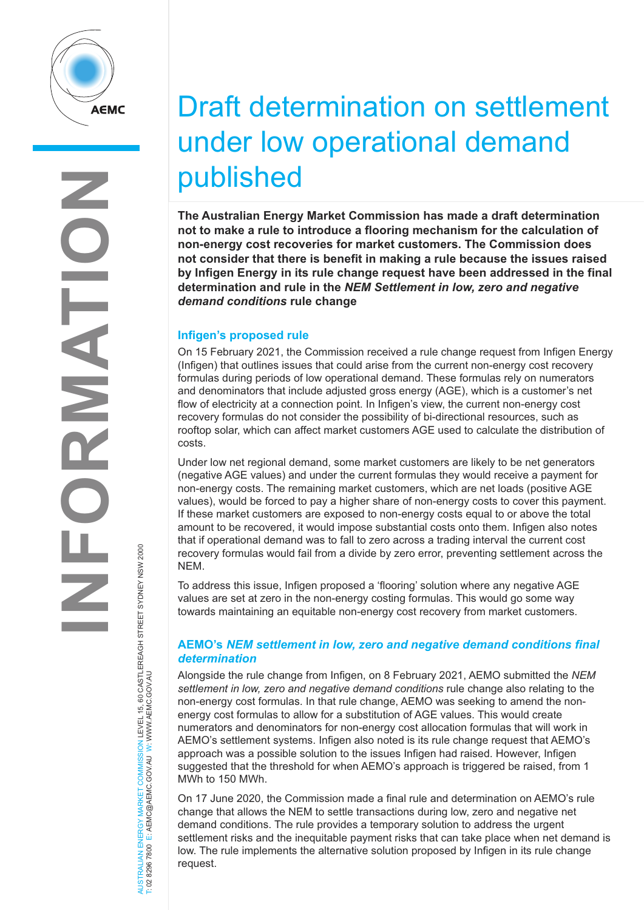# Draft determination on settlement under low operational demand published

**The Australian Energy Market Commission has made a draft determination not to make a rule to introduce a flooring mechanism for the calculation of non-energy cost recoveries for market customers. The Commission does not consider that there is benefit in making a rule because the issues raised by Infigen Energy in its rule change request have been addressed in the final determination and rule in the *NEM Settlement in low, zero and negative demand conditions* rule change**

## Infigen's proposed rule

On 15 February 2021, the Commission received a rule change request from Infigen Energy (Infigen) that outlines issues that could arise from the current non-energy cost recovery formulas during periods of low operational demand. These formulas rely on numerators and denominators that include adjusted gross energy (AGE), which is a customer's net flow of electricity at a connection point. In Infigen's view, the current non-energy cost recovery formulas do not consider the possibility of bi-directional resources, such as rooftop solar, which can affect market customers AGE used to calculate the distribution of costs.

Under low net regional demand, some market customers are likely to be net generators (negative AGE values) and under the current formulas they would receive a payment for non-energy costs. The remaining market customers, which are net loads (positive AGE values), would be forced to pay a higher share of non-energy costs to cover this payment. If these market customers are exposed to non-energy costs equal to or above the total amount to be recovered, it would impose substantial costs onto them. Infigen also notes that if operational demand was to fall to zero across a trading interval the current cost recovery formulas would fail from a divide by zero error, preventing settlement across the NEM.

To address this issue, Infigen proposed a 'flooring' solution where any negative AGE values are set at zero in the non-energy costing formulas. This would go some way towards maintaining an equitable non-energy cost recovery from market customers.

## AEMO's *NEM settlement in low, zero and negative demand conditions final determination*

Alongside the rule change from Infigen, on 8 February 2021, AEMO submitted the *NEM settlement in low, zero and negative demand conditions* rule change also relating to the non-energy cost formulas. In that rule change, AEMO was seeking to amend the non-energy cost formulas to allow for a substitution of AGE values. This would create numerators and denominators for non-energy cost allocation formulas that will work in AEMO's settlement systems. Infigen also noted is its rule change request that AEMO's approach was a possible solution to the issues Infigen had raised. However, Infigen suggested that the threshold for when AEMO's approach is triggered be raised, from 1 MWh to 150 MWh.

On 17 June 2020, the Commission made a final rule and determination on AEMO's rule change that allows the NEM to settle transactions during low, zero and negative net demand conditions. The rule provides a temporary solution to address the urgent settlement risks and the inequitable payment risks that can take place when net demand is low. The rule implements the alternative solution proposed by Infigen in its rule change request.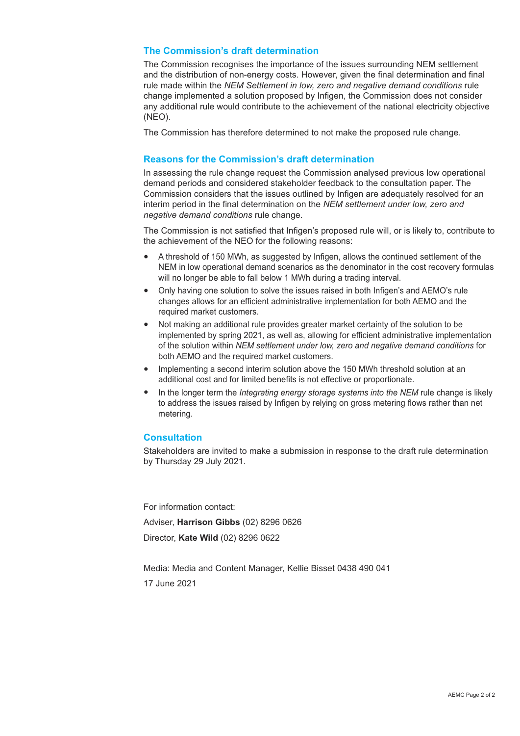## The Commission's draft determination

The Commission recognises the importance of the issues surrounding NEM settlement and the distribution of non-energy costs. However, given the final determination and final rule made within the *NEM Settlement in low, zero and negative demand conditions* rule change implemented a solution proposed by Infigen, the Commission does not consider any additional rule would contribute to the achievement of the national electricity objective (NEO).

The Commission has therefore determined to not make the proposed rule change.

## Reasons for the Commission's draft determination

In assessing the rule change request the Commission analysed previous low operational demand periods and considered stakeholder feedback to the consultation paper. The Commission considers that the issues outlined by Infigen are adequately resolved for an interim period in the final determination on the *NEM settlement under low, zero and negative demand conditions* rule change.

The Commission is not satisfied that Infigen's proposed rule will, or is likely to, contribute to the achievement of the NEO for the following reasons:

- A threshold of 150 MWh, as suggested by Infigen, allows the continued settlement of the NEM in low operational demand scenarios as the denominator in the cost recovery formulas will no longer be able to fall below 1 MWh during a trading interval.
- Only having one solution to solve the issues raised in both Infigen's and AEMO's rule changes allows for an efficient administrative implementation for both AEMO and the required market customers.
- Not making an additional rule provides greater market certainty of the solution to be implemented by spring 2021, as well as, allowing for efficient administrative implementation of the solution within *NEM settlement under low, zero and negative demand conditions* for both AEMO and the required market customers.
- Implementing a second interim solution above the 150 MWh threshold solution at an additional cost and for limited benefits is not effective or proportionate.
- In the longer term the *Integrating energy storage systems into the NEM* rule change is likely to address the issues raised by Infigen by relying on gross metering flows rather than net metering.

## Consultation

Stakeholders are invited to make a submission in response to the draft rule determination by Thursday 29 July 2021.

For information contact:

Adviser, **Harrison Gibbs** (02) 8296 0626

Director, **Kate Wild** (02) 8296 0622

Media: Media and Content Manager, Kellie Bisset 0438 490 041

17 June 2021